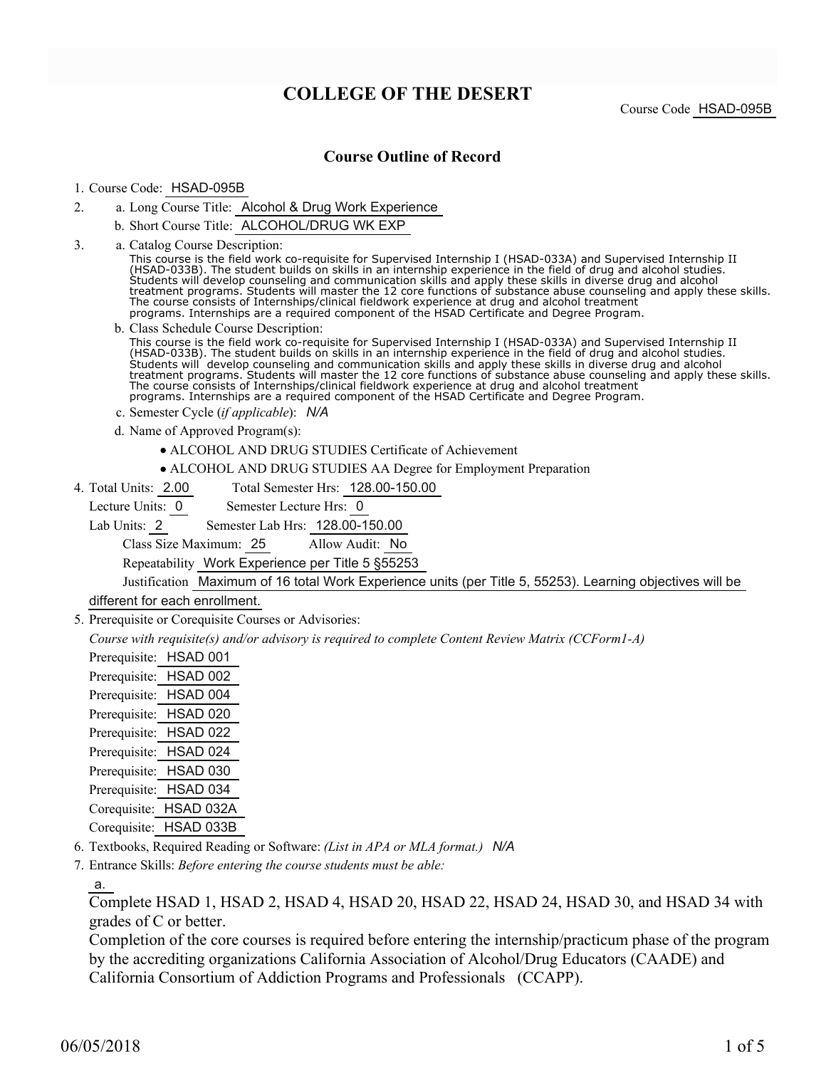# COLLEGE OF THE DESERT

Course Code HSAD-095B

## Course Outline of Record

1. Course Code: HSAD-095B
2. a. Long Course Title: Alcohol & Drug Work Experience
   b. Short Course Title: ALCOHOL/DRUG WK EXP
3. a. Catalog Course Description:
   This course is the field work co-requisite for Supervised Internship I (HSAD-033A) and Supervised Internship II (HSAD-033B). The student builds on skills in an internship experience in the field of drug and alcohol studies. Students will develop counseling and communication skills and apply these skills in diverse drug and alcohol treatment programs. Students will master the 12 core functions of substance abuse counseling and apply these skills. The course consists of Internships/clinical fieldwork experience at drug and alcohol treatment programs. Internships are a required component of the HSAD Certificate and Degree Program.

   b. Class Schedule Course Description:
   This course is the field work co-requisite for Supervised Internship I (HSAD-033A) and Supervised Internship II (HSAD-033B). The student builds on skills in an internship experience in the field of drug and alcohol studies. Students will develop counseling and communication skills and apply these skills in diverse drug and alcohol treatment programs. Students will master the 12 core functions of substance abuse counseling and apply these skills. The course consists of Internships/clinical fieldwork experience at drug and alcohol treatment programs. Internships are a required component of the HSAD Certificate and Degree Program.

   c. Semester Cycle (*if applicable*): *N/A*

   d. Name of Approved Program(s):
   - ALCOHOL AND DRUG STUDIES Certificate of Achievement
   - ALCOHOL AND DRUG STUDIES AA Degree for Employment Preparation
4. Total Units: 2.00 Total Semester Hrs: 128.00-150.00
   Lecture Units: 0 Semester Lecture Hrs: 0
   Lab Units: 2 Semester Lab Hrs: 128.00-150.00
   Class Size Maximum: 25 Allow Audit: No
   Repeatability Work Experience per Title 5 §55253
   Justification Maximum of 16 total Work Experience units (per Title 5, 55253). Learning objectives will be different for each enrollment.
5. Prerequisite or Corequisite Courses or Advisories:
   *Course with requisite(s) and/or advisory is required to complete Content Review Matrix (CCForm1-A)*
   Prerequisite: HSAD 001
   Prerequisite: HSAD 002
   Prerequisite: HSAD 004
   Prerequisite: HSAD 020
   Prerequisite: HSAD 022
   Prerequisite: HSAD 024
   Prerequisite: HSAD 030
   Prerequisite: HSAD 034
   Corequisite: HSAD 032A
   Corequisite: HSAD 033B
6. Textbooks, Required Reading or Software: *(List in APA or MLA format.)* *N/A*
7. Entrance Skills: *Before entering the course students must be able:*

   a.
   Complete HSAD 1, HSAD 2, HSAD 4, HSAD 20, HSAD 22, HSAD 24, HSAD 30, and HSAD 34 with grades of C or better.
   Completion of the core courses is required before entering the internship/practicum phase of the program by the accrediting organizations California Association of Alcohol/Drug Educators (CAADE) and California Consortium of Addiction Programs and Professionals (CCAPP).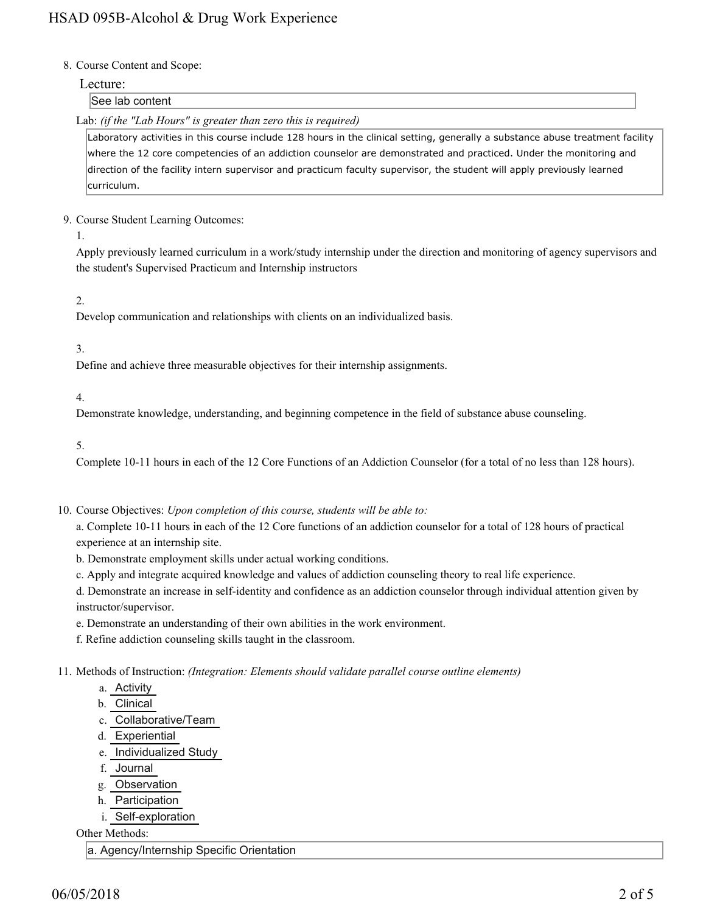8. Course Content and Scope:

Lecture:

See lab content

Lab: *(if the "Lab Hours" is greater than zero this is required)*

Laboratory activities in this course include 128 hours in the clinical setting, generally a substance abuse treatment facility where the 12 core competencies of an addiction counselor are demonstrated and practiced. Under the monitoring and direction of the facility intern supervisor and practicum faculty supervisor, the student will apply previously learned curriculum.

9. Course Student Learning Outcomes:

1. Apply previously learned curriculum in a work/study internship under the direction and monitoring of agency supervisors and the student's Supervised Practicum and Internship instructors

2. Develop communication and relationships with clients on an individualized basis.

3. Define and achieve three measurable objectives for their internship assignments.

4. Demonstrate knowledge, understanding, and beginning competence in the field of substance abuse counseling.

5. Complete 10-11 hours in each of the 12 Core Functions of an Addiction Counselor (for a total of no less than 128 hours).

10. Course Objectives: *Upon completion of this course, students will be able to:*

a. Complete 10-11 hours in each of the 12 Core functions of an addiction counselor for a total of 128 hours of practical experience at an internship site.

b. Demonstrate employment skills under actual working conditions.

c. Apply and integrate acquired knowledge and values of addiction counseling theory to real life experience.

d. Demonstrate an increase in self-identity and confidence as an addiction counselor through individual attention given by instructor/supervisor.

e. Demonstrate an understanding of their own abilities in the work environment.

f. Refine addiction counseling skills taught in the classroom.

11. Methods of Instruction: *(Integration: Elements should validate parallel course outline elements)*

a. Activity
b. Clinical
c. Collaborative/Team
d. Experiential
e. Individualized Study
f. Journal
g. Observation
h. Participation
i. Self-exploration

Other Methods:

a. Agency/Internship Specific Orientation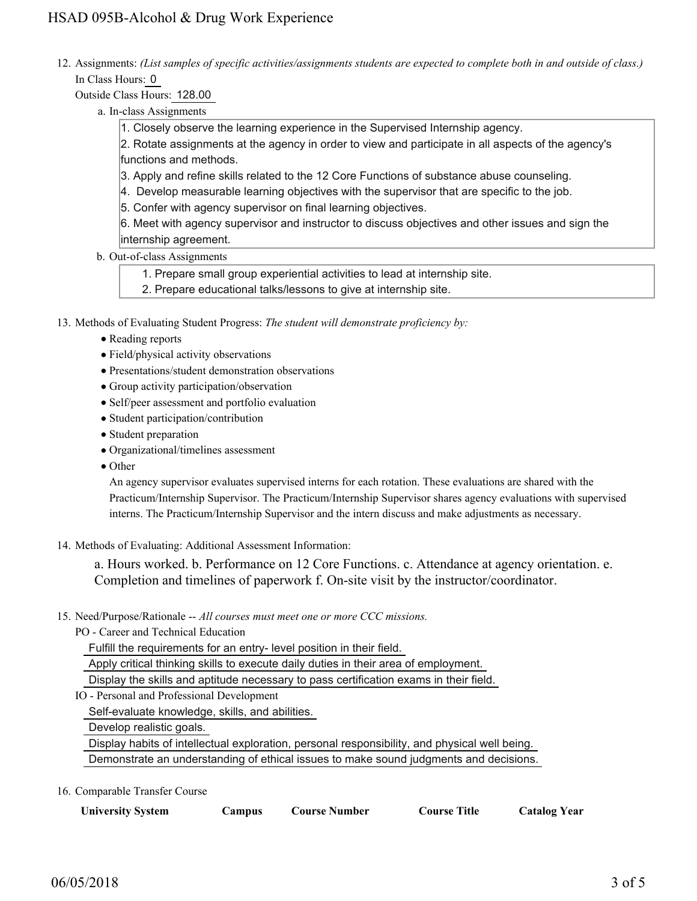12. Assignments: *(List samples of specific activities/assignments students are expected to complete both in and outside of class.)*

    In Class Hours: 0

    Outside Class Hours: 128.00

    a. In-class Assignments

    1. Closely observe the learning experience in the Supervised Internship agency.
    2. Rotate assignments at the agency in order to view and participate in all aspects of the agency's functions and methods.
    3. Apply and refine skills related to the 12 Core Functions of substance abuse counseling.
    4. Develop measurable learning objectives with the supervisor that are specific to the job.
    5. Confer with agency supervisor on final learning objectives.
    6. Meet with agency supervisor and instructor to discuss objectives and other issues and sign the internship agreement.

    b. Out-of-class Assignments

    1. Prepare small group experiential activities to lead at internship site.
    2. Prepare educational talks/lessons to give at internship site.

13. Methods of Evaluating Student Progress: *The student will demonstrate proficiency by:*

    - Reading reports
    - Field/physical activity observations
    - Presentations/student demonstration observations
    - Group activity participation/observation
    - Self/peer assessment and portfolio evaluation
    - Student participation/contribution
    - Student preparation
    - Organizational/timelines assessment
    - Other

      An agency supervisor evaluates supervised interns for each rotation. These evaluations are shared with the Practicum/Internship Supervisor. The Practicum/Internship Supervisor shares agency evaluations with supervised interns. The Practicum/Internship Supervisor and the intern discuss and make adjustments as necessary.

14. Methods of Evaluating: Additional Assessment Information:

    a. Hours worked. b. Performance on 12 Core Functions. c. Attendance at agency orientation. e. Completion and timelines of paperwork f. On-site visit by the instructor/coordinator.

15. Need/Purpose/Rationale -- *All courses must meet one or more CCC missions.*

    PO - Career and Technical Education

    Fulfill the requirements for an entry- level position in their field.

    Apply critical thinking skills to execute daily duties in their area of employment.

    Display the skills and aptitude necessary to pass certification exams in their field.

    IO - Personal and Professional Development

    Self-evaluate knowledge, skills, and abilities.

    Develop realistic goals.

    Display habits of intellectual exploration, personal responsibility, and physical well being.

    Demonstrate an understanding of ethical issues to make sound judgments and decisions.

16. Comparable Transfer Course

| University System | Campus | Course Number | Course Title | Catalog Year |
|---|---|---|---|---|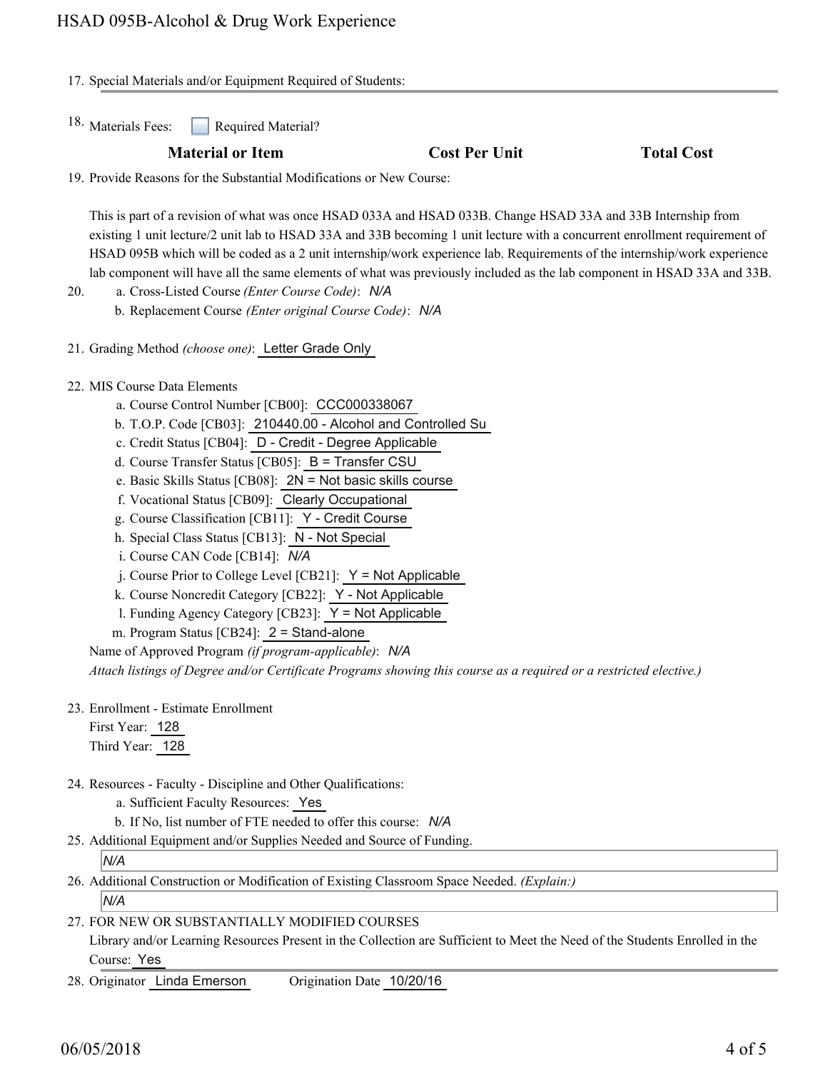17. Special Materials and/or Equipment Required of Students:

18. Materials Fees: ☐ Required Material?

| Material or Item | Cost Per Unit | Total Cost |
|---|---|---|

19. Provide Reasons for the Substantial Modifications or New Course:

    This is part of a revision of what was once HSAD 033A and HSAD 033B. Change HSAD 33A and 33B Internship from existing 1 unit lecture/2 unit lab to HSAD 33A and 33B becoming 1 unit lecture with a concurrent enrollment requirement of HSAD 095B which will be coded as a 2 unit internship/work experience lab. Requirements of the internship/work experience lab component will have all the same elements of what was previously included as the lab component in HSAD 33A and 33B.

20. a. Cross-Listed Course *(Enter Course Code)*: *N/A*
    b. Replacement Course *(Enter original Course Code)*: *N/A*

21. Grading Method *(choose one)*: Letter Grade Only

22. MIS Course Data Elements
    a. Course Control Number [CB00]: CCC000338067
    b. T.O.P. Code [CB03]: 210440.00 - Alcohol and Controlled Su
    c. Credit Status [CB04]: D - Credit - Degree Applicable
    d. Course Transfer Status [CB05]: B = Transfer CSU
    e. Basic Skills Status [CB08]: 2N = Not basic skills course
    f. Vocational Status [CB09]: Clearly Occupational
    g. Course Classification [CB11]: Y - Credit Course
    h. Special Class Status [CB13]: N - Not Special
    i. Course CAN Code [CB14]: *N/A*
    j. Course Prior to College Level [CB21]: Y = Not Applicable
    k. Course Noncredit Category [CB22]: Y - Not Applicable
    l. Funding Agency Category [CB23]: Y = Not Applicable
    m. Program Status [CB24]: 2 = Stand-alone

    Name of Approved Program *(if program-applicable)*: *N/A*

    *Attach listings of Degree and/or Certificate Programs showing this course as a required or a restricted elective.)*

23. Enrollment - Estimate Enrollment
    First Year: 128
    Third Year: 128

24. Resources - Faculty - Discipline and Other Qualifications:
    a. Sufficient Faculty Resources: Yes
    b. If No, list number of FTE needed to offer this course: *N/A*

25. Additional Equipment and/or Supplies Needed and Source of Funding.
    *N/A*

26. Additional Construction or Modification of Existing Classroom Space Needed. *(Explain:)*
    *N/A*

27. FOR NEW OR SUBSTANTIALLY MODIFIED COURSES
    Library and/or Learning Resources Present in the Collection are Sufficient to Meet the Need of the Students Enrolled in the Course: Yes

28. Originator Linda Emerson Origination Date 10/20/16